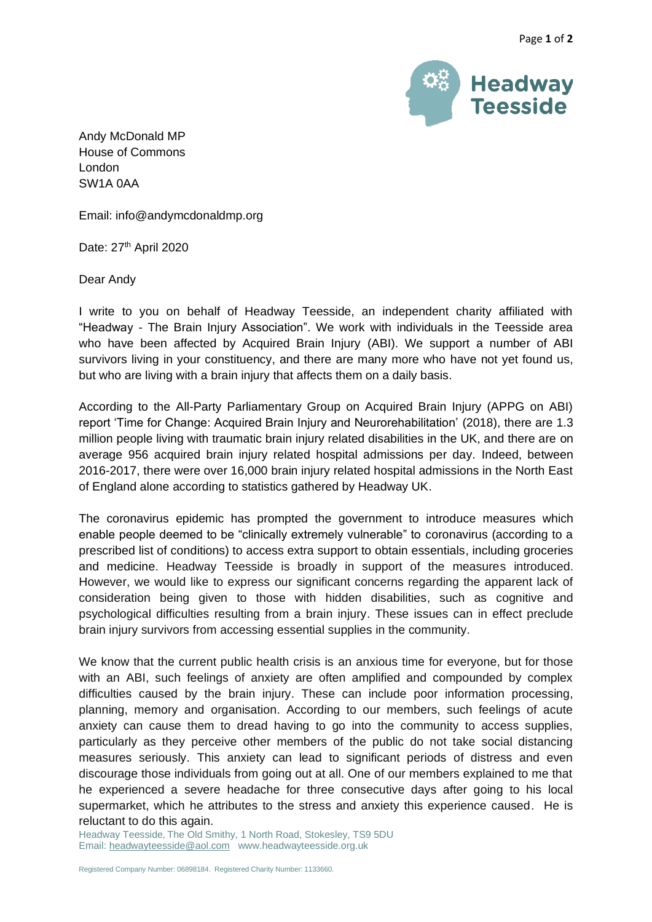**Headway Teesside**

Andy McDonald MP
House of Commons
London
SW1A 0AA

Email: info@andymcdonaldmp.org

Date: 27th April 2020

Dear Andy

I write to you on behalf of Headway Teesside, an independent charity affiliated with "Headway - The Brain Injury Association". We work with individuals in the Teesside area who have been affected by Acquired Brain Injury (ABI). We support a number of ABI survivors living in your constituency, and there are many more who have not yet found us, but who are living with a brain injury that affects them on a daily basis.

According to the All-Party Parliamentary Group on Acquired Brain Injury (APPG on ABI) report 'Time for Change: Acquired Brain Injury and Neurorehabilitation' (2018), there are 1.3 million people living with traumatic brain injury related disabilities in the UK, and there are on average 956 acquired brain injury related hospital admissions per day. Indeed, between 2016-2017, there were over 16,000 brain injury related hospital admissions in the North East of England alone according to statistics gathered by Headway UK.

The coronavirus epidemic has prompted the government to introduce measures which enable people deemed to be "clinically extremely vulnerable" to coronavirus (according to a prescribed list of conditions) to access extra support to obtain essentials, including groceries and medicine. Headway Teesside is broadly in support of the measures introduced. However, we would like to express our significant concerns regarding the apparent lack of consideration being given to those with hidden disabilities, such as cognitive and psychological difficulties resulting from a brain injury. These issues can in effect preclude brain injury survivors from accessing essential supplies in the community.

We know that the current public health crisis is an anxious time for everyone, but for those with an ABI, such feelings of anxiety are often amplified and compounded by complex difficulties caused by the brain injury. These can include poor information processing, planning, memory and organisation. According to our members, such feelings of acute anxiety can cause them to dread having to go into the community to access supplies, particularly as they perceive other members of the public do not take social distancing measures seriously. This anxiety can lead to significant periods of distress and even discourage those individuals from going out at all. One of our members explained to me that he experienced a severe headache for three consecutive days after going to his local supermarket, which he attributes to the stress and anxiety this experience caused. He is reluctant to do this again.

Headway Teesside, The Old Smithy, 1 North Road, Stokesley, TS9 5DU
Email: headwayteesside@aol.com www.headwayteesside.org.uk

Registered Company Number: 06898184. Registered Charity Number: 1133660.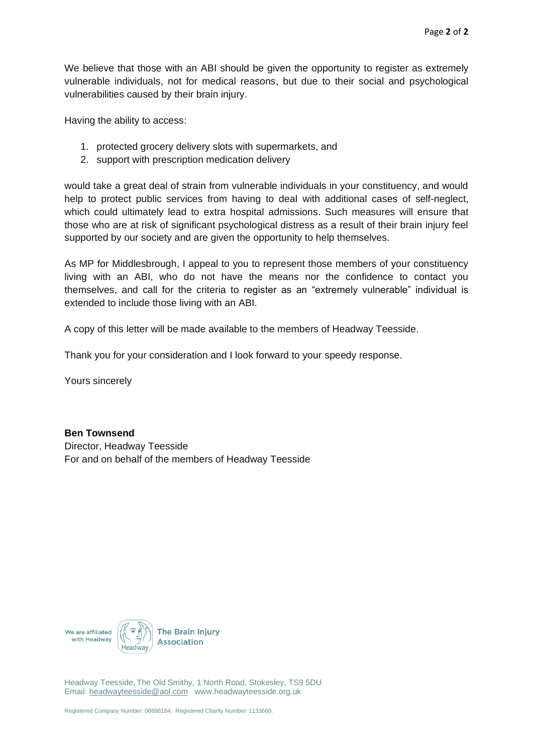We believe that those with an ABI should be given the opportunity to register as extremely vulnerable individuals, not for medical reasons, but due to their social and psychological vulnerabilities caused by their brain injury.

Having the ability to access:

1. protected grocery delivery slots with supermarkets, and
2. support with prescription medication delivery

would take a great deal of strain from vulnerable individuals in your constituency, and would help to protect public services from having to deal with additional cases of self-neglect, which could ultimately lead to extra hospital admissions. Such measures will ensure that those who are at risk of significant psychological distress as a result of their brain injury feel supported by our society and are given the opportunity to help themselves.

As MP for Middlesbrough, I appeal to you to represent those members of your constituency living with an ABI, who do not have the means nor the confidence to contact you themselves, and call for the criteria to register as an "extremely vulnerable" individual is extended to include those living with an ABI.

A copy of this letter will be made available to the members of Headway Teesside.

Thank you for your consideration and I look forward to your speedy response.

Yours sincerely

**Ben Townsend**
Director, Headway Teesside
For and on behalf of the members of Headway Teesside

We are affiliated with Headway — The Brain Injury Association

Headway Teesside, The Old Smithy, 1 North Road, Stokesley, TS9 5DU
Email: headwayteesside@aol.com www.headwayteesside.org.uk

Registered Company Number: 06898184. Registered Charity Number: 1133660.